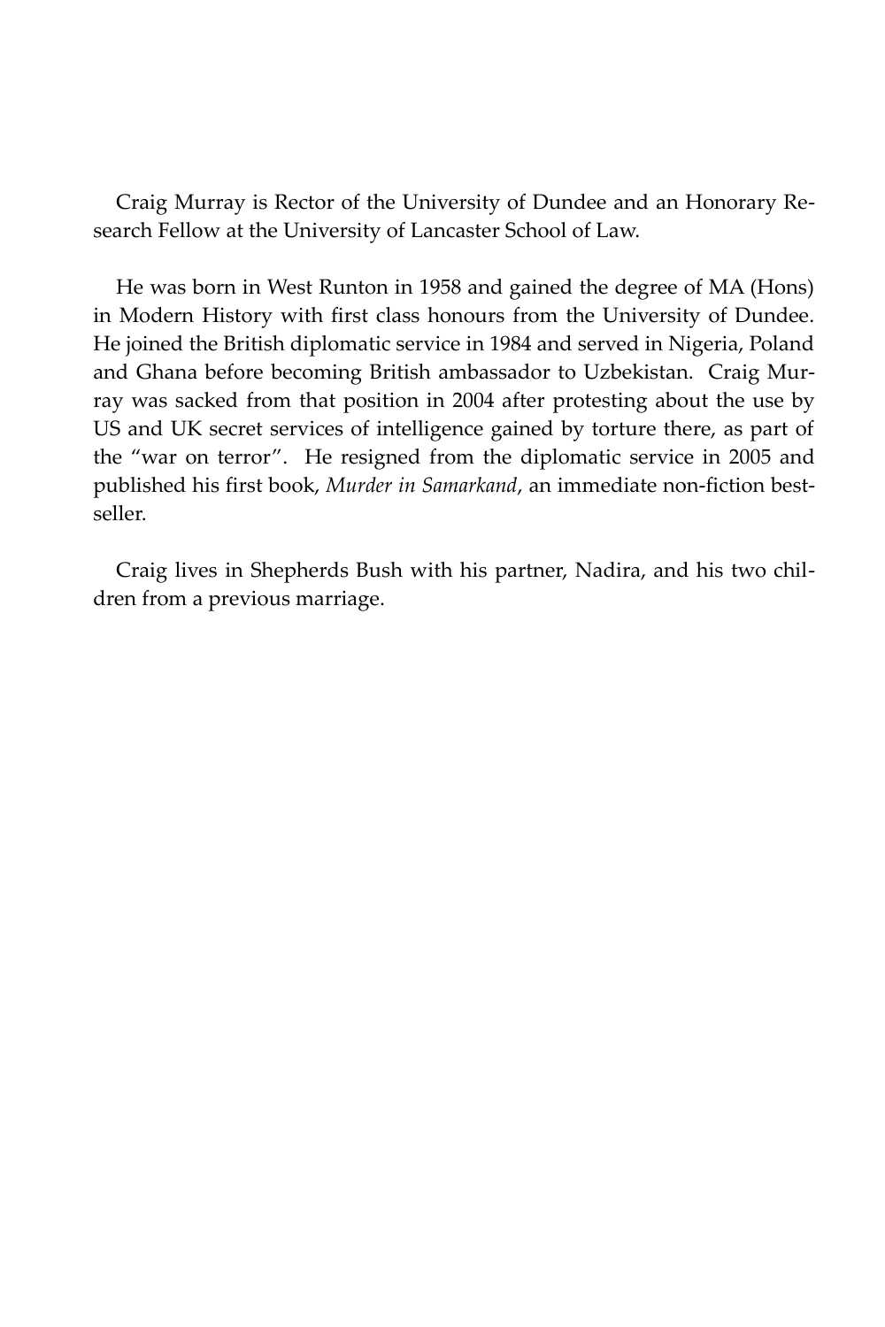Craig Murray is Rector of the University of Dundee and an Honorary Research Fellow at the University of Lancaster School of Law.

He was born in West Runton in 1958 and gained the degree of MA (Hons) in Modern History with first class honours from the University of Dundee. He joined the British diplomatic service in 1984 and served in Nigeria, Poland and Ghana before becoming British ambassador to Uzbekistan. Craig Murray was sacked from that position in 2004 after protesting about the use by US and UK secret services of intelligence gained by torture there, as part of the "war on terror". He resigned from the diplomatic service in 2005 and published his first book, *Murder in Samarkand*, an immediate non-fiction bestseller.

Craig lives in Shepherds Bush with his partner, Nadira, and his two children from a previous marriage.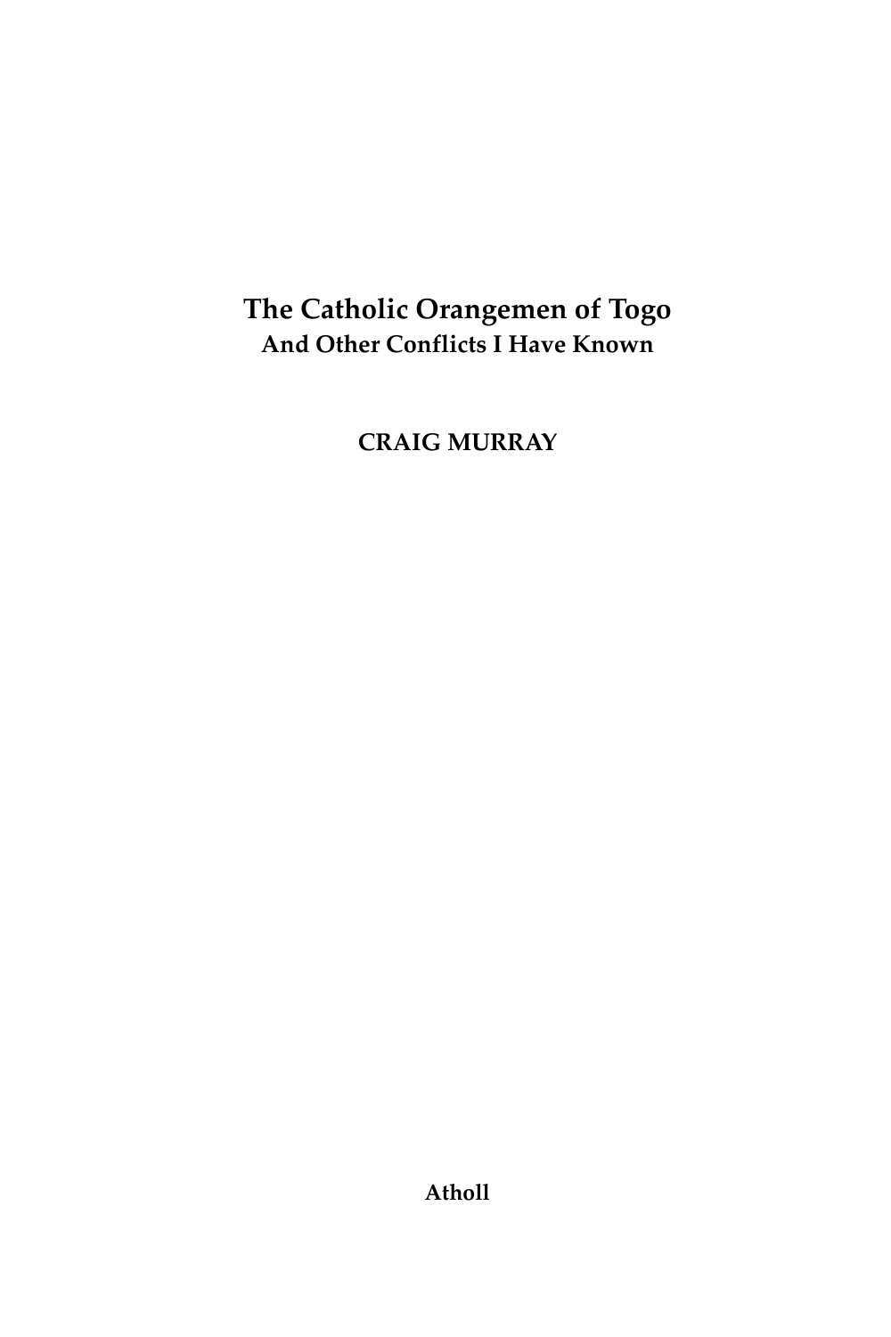# The Catholic Orangemen of Togo

**And Other Conflicts I Have Known**

**CRAIG MURRAY**

**Atholl**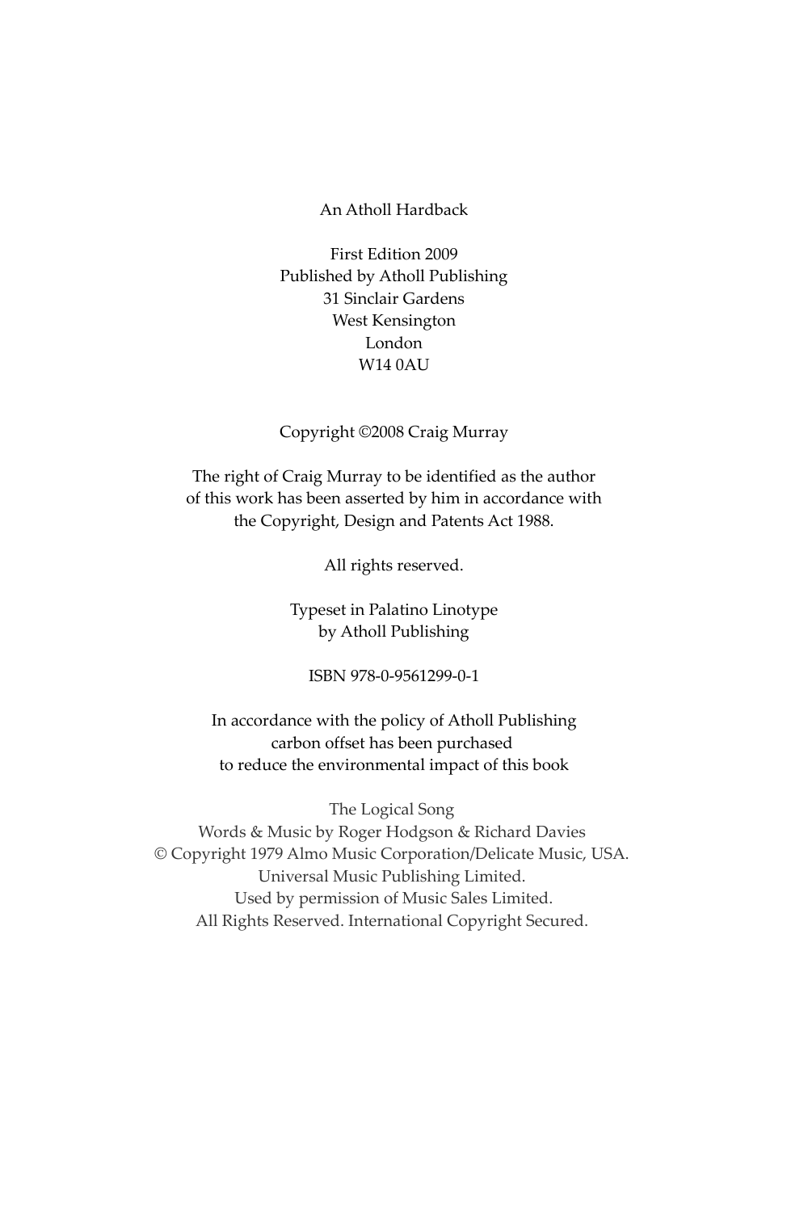An Atholl Hardback

First Edition 2009
Published by Atholl Publishing
31 Sinclair Gardens
West Kensington
London
W14 0AU

Copyright ©2008 Craig Murray

The right of Craig Murray to be identified as the author
of this work has been asserted by him in accordance with
the Copyright, Design and Patents Act 1988.

All rights reserved.

Typeset in Palatino Linotype
by Atholl Publishing

ISBN 978-0-9561299-0-1

In accordance with the policy of Atholl Publishing
carbon offset has been purchased
to reduce the environmental impact of this book

The Logical Song
Words & Music by Roger Hodgson & Richard Davies
© Copyright 1979 Almo Music Corporation/Delicate Music, USA.
Universal Music Publishing Limited.
Used by permission of Music Sales Limited.
All Rights Reserved. International Copyright Secured.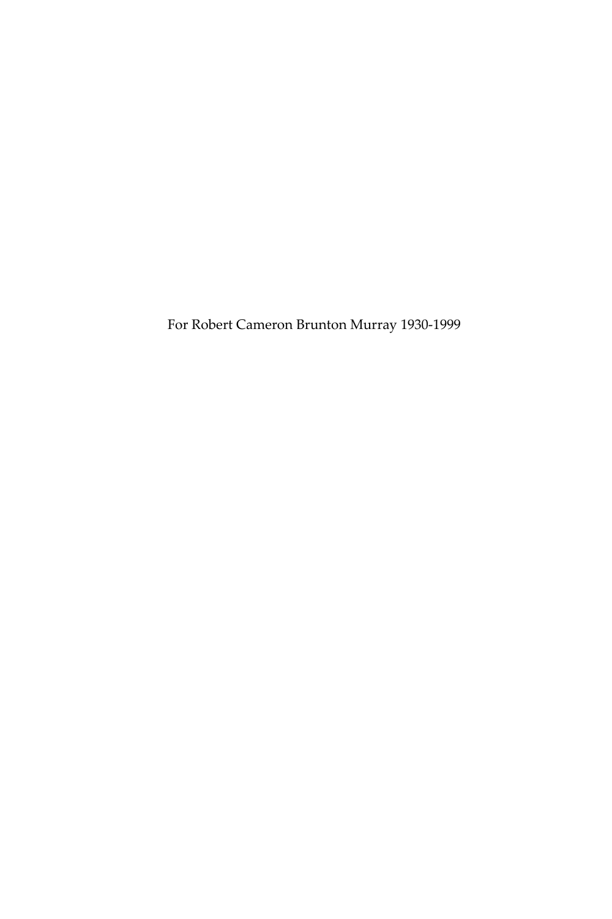For Robert Cameron Brunton Murray 1930-1999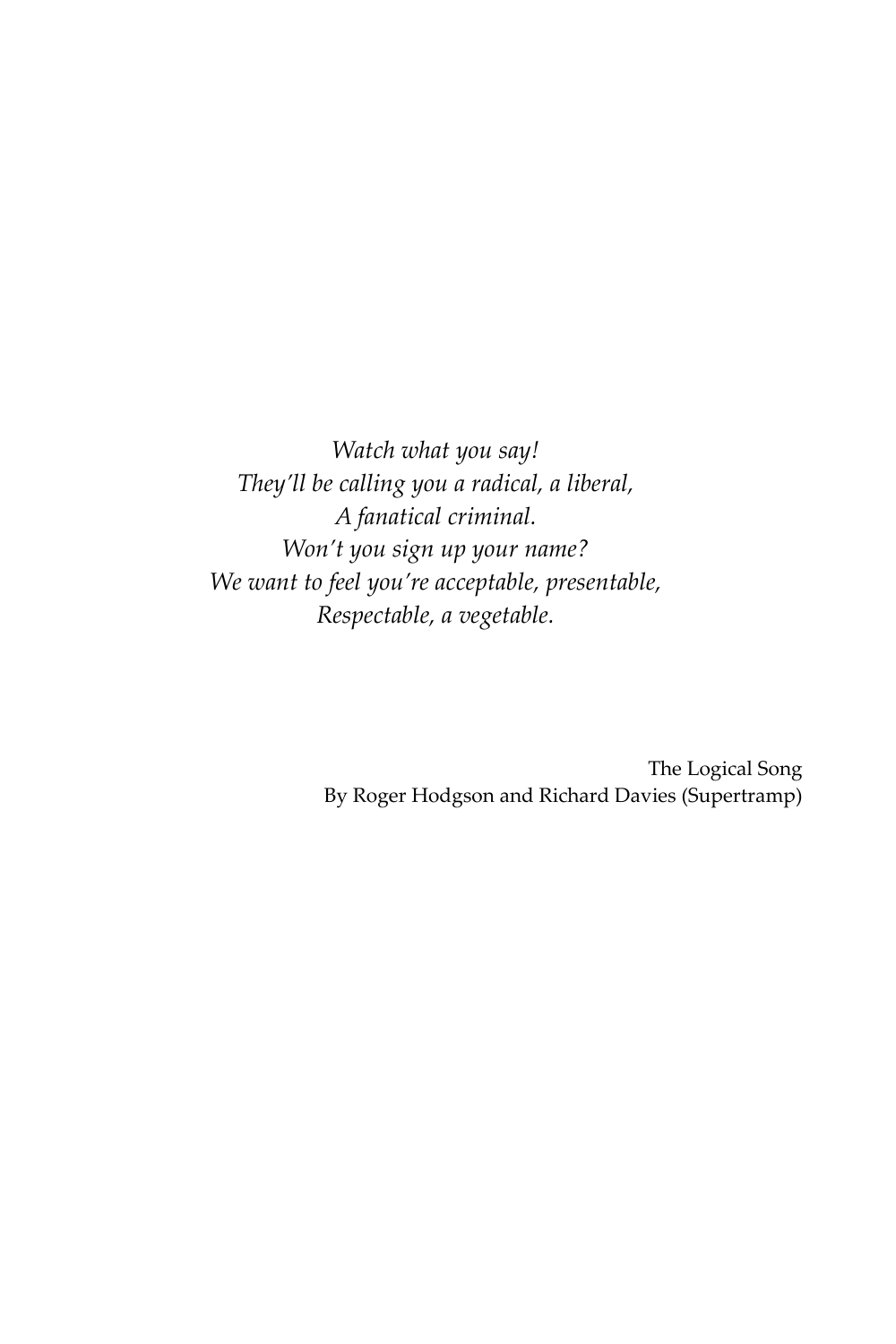*Watch what you say!*
*They'll be calling you a radical, a liberal,*
*A fanatical criminal.*
*Won't you sign up your name?*
*We want to feel you're acceptable, presentable,*
*Respectable, a vegetable.*

The Logical Song
By Roger Hodgson and Richard Davies (Supertramp)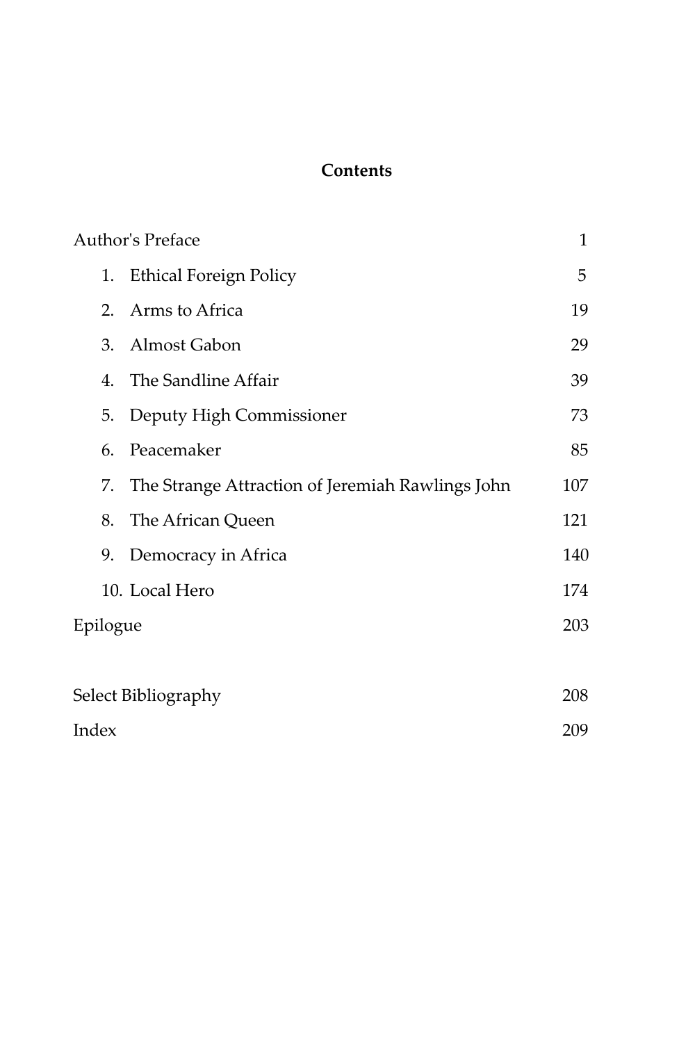## Contents

| | |
|---|---|
| Author's Preface | 1 |
| 1. Ethical Foreign Policy | 5 |
| 2. Arms to Africa | 19 |
| 3. Almost Gabon | 29 |
| 4. The Sandline Affair | 39 |
| 5. Deputy High Commissioner | 73 |
| 6. Peacemaker | 85 |
| 7. The Strange Attraction of Jeremiah Rawlings John | 107 |
| 8. The African Queen | 121 |
| 9. Democracy in Africa | 140 |
| 10. Local Hero | 174 |
| Epilogue | 203 |
| Select Bibliography | 208 |
| Index | 209 |